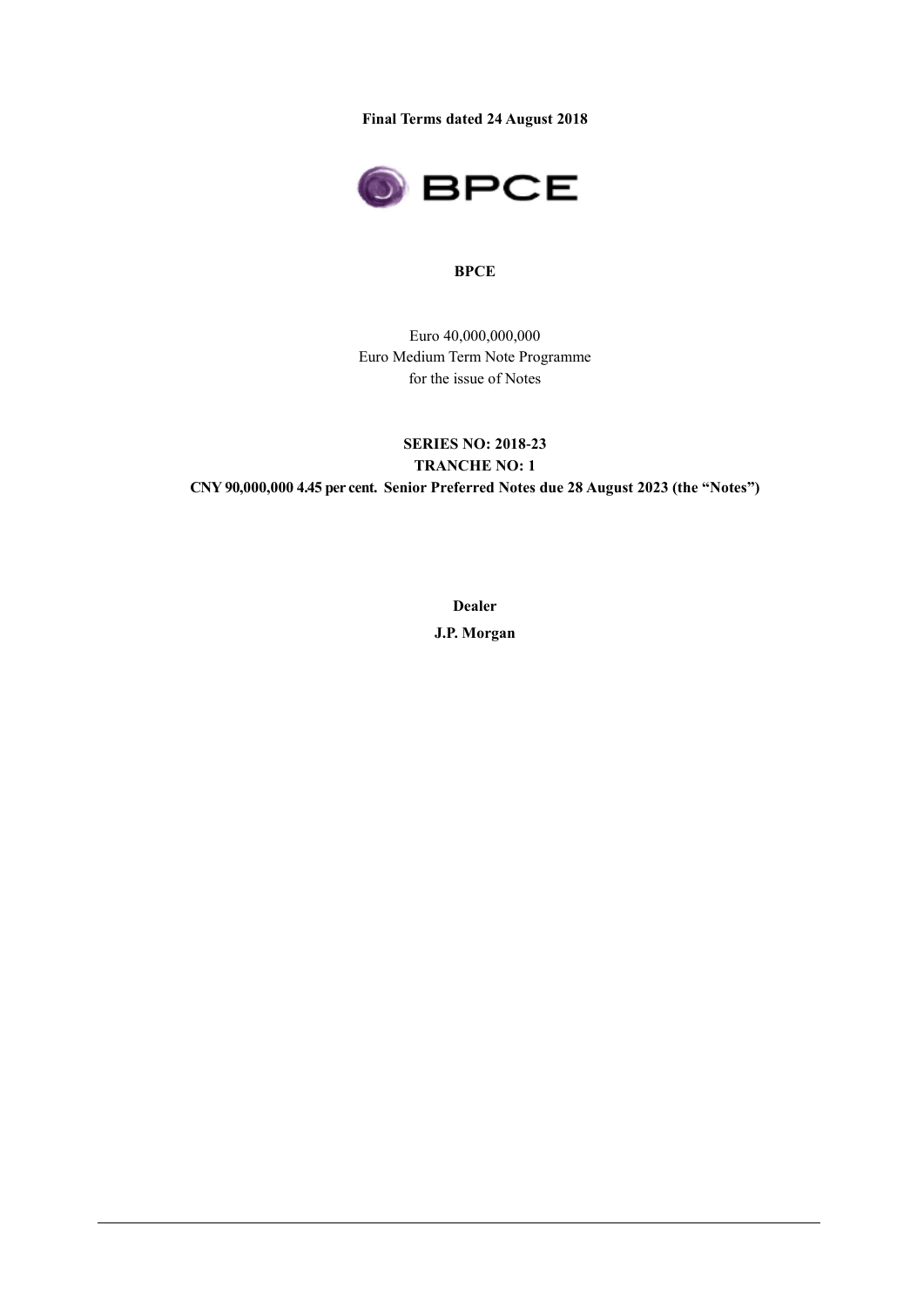**Final Terms dated 24 August 2018**

**BPCE**

Euro 40,000,000,000
Euro Medium Term Note Programme
for the issue of Notes

**SERIES NO: 2018-23**
**TRANCHE NO: 1**
**CNY 90,000,000 4.45 per cent. Senior Preferred Notes due 28 August 2023 (the "Notes")**

**Dealer**

**J.P. Morgan**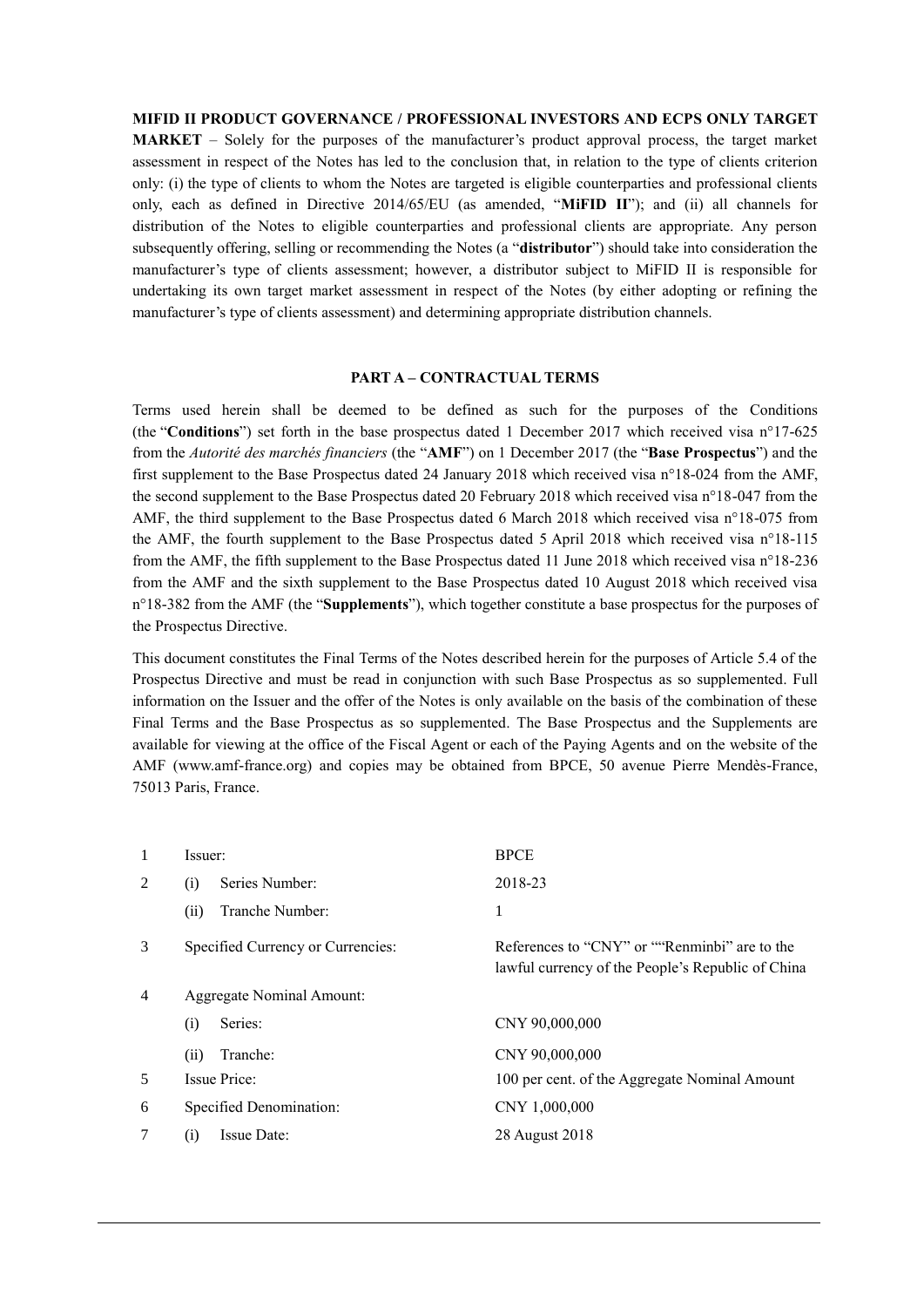**MIFID II PRODUCT GOVERNANCE / PROFESSIONAL INVESTORS AND ECPS ONLY TARGET MARKET** – Solely for the purposes of the manufacturer's product approval process, the target market assessment in respect of the Notes has led to the conclusion that, in relation to the type of clients criterion only: (i) the type of clients to whom the Notes are targeted is eligible counterparties and professional clients only, each as defined in Directive 2014/65/EU (as amended, "**MiFID II**"); and (ii) all channels for distribution of the Notes to eligible counterparties and professional clients are appropriate. Any person subsequently offering, selling or recommending the Notes (a "**distributor**") should take into consideration the manufacturer's type of clients assessment; however, a distributor subject to MiFID II is responsible for undertaking its own target market assessment in respect of the Notes (by either adopting or refining the manufacturer's type of clients assessment) and determining appropriate distribution channels.

**PART A – CONTRACTUAL TERMS**

Terms used herein shall be deemed to be defined as such for the purposes of the Conditions (the "**Conditions**") set forth in the base prospectus dated 1 December 2017 which received visa n°17-625 from the *Autorité des marchés financiers* (the "**AMF**") on 1 December 2017 (the "**Base Prospectus**") and the first supplement to the Base Prospectus dated 24 January 2018 which received visa n°18-024 from the AMF, the second supplement to the Base Prospectus dated 20 February 2018 which received visa n°18-047 from the AMF, the third supplement to the Base Prospectus dated 6 March 2018 which received visa n°18-075 from the AMF, the fourth supplement to the Base Prospectus dated 5 April 2018 which received visa n°18-115 from the AMF, the fifth supplement to the Base Prospectus dated 11 June 2018 which received visa n°18-236 from the AMF and the sixth supplement to the Base Prospectus dated 10 August 2018 which received visa n°18-382 from the AMF (the "**Supplements**"), which together constitute a base prospectus for the purposes of the Prospectus Directive.

This document constitutes the Final Terms of the Notes described herein for the purposes of Article 5.4 of the Prospectus Directive and must be read in conjunction with such Base Prospectus as so supplemented. Full information on the Issuer and the offer of the Notes is only available on the basis of the combination of these Final Terms and the Base Prospectus as so supplemented. The Base Prospectus and the Supplements are available for viewing at the office of the Fiscal Agent or each of the Paying Agents and on the website of the AMF (www.amf-france.org) and copies may be obtained from BPCE, 50 avenue Pierre Mendès-France, 75013 Paris, France.

| | | |
|---|---|---|
| 1 | Issuer: | BPCE |
| 2 | (i) Series Number: | 2018-23 |
| | (ii) Tranche Number: | 1 |
| 3 | Specified Currency or Currencies: | References to "CNY" or ""Renminbi" are to the lawful currency of the People's Republic of China |
| 4 | Aggregate Nominal Amount: | |
| | (i) Series: | CNY 90,000,000 |
| | (ii) Tranche: | CNY 90,000,000 |
| 5 | Issue Price: | 100 per cent. of the Aggregate Nominal Amount |
| 6 | Specified Denomination: | CNY 1,000,000 |
| 7 | (i) Issue Date: | 28 August 2018 |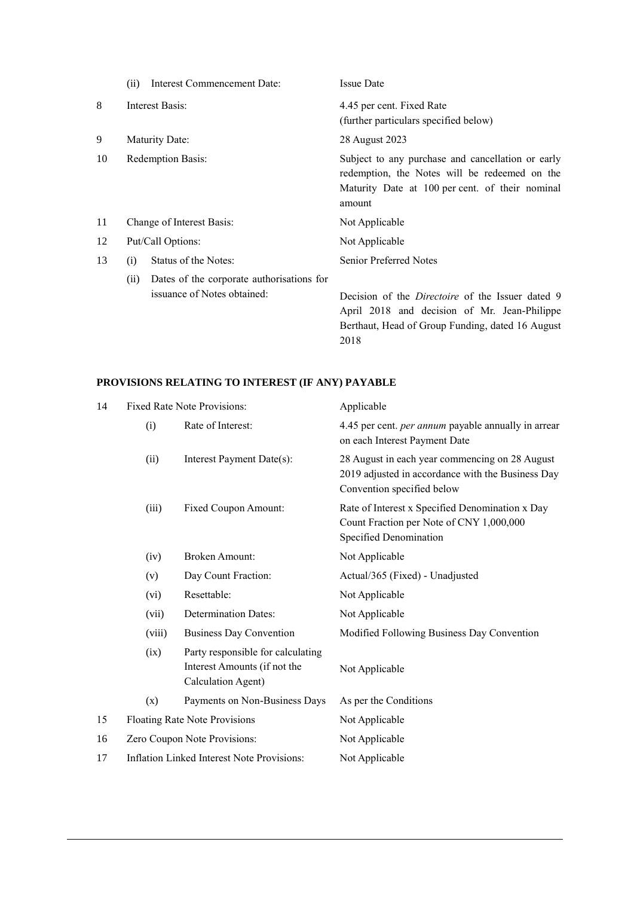| | | | |
|---|---|---|---|
| | (ii) | Interest Commencement Date: | Issue Date |
| 8 | Interest Basis: | | 4.45 per cent. Fixed Rate<br>(further particulars specified below) |
| 9 | Maturity Date: | | 28 August 2023 |
| 10 | Redemption Basis: | | Subject to any purchase and cancellation or early redemption, the Notes will be redeemed on the Maturity Date at 100 per cent. of their nominal amount |
| 11 | Change of Interest Basis: | | Not Applicable |
| 12 | Put/Call Options: | | Not Applicable |
| 13 | (i) | Status of the Notes: | Senior Preferred Notes |
| | (ii) | Dates of the corporate authorisations for issuance of Notes obtained: | Decision of the *Directoire* of the Issuer dated 9 April 2018 and decision of Mr. Jean-Philippe Berthaut, Head of Group Funding, dated 16 August 2018 |

**PROVISIONS RELATING TO INTEREST (IF ANY) PAYABLE**

| | | | |
|---|---|---|---|
| 14 | Fixed Rate Note Provisions: | | Applicable |
| | (i) | Rate of Interest: | 4.45 per cent. *per annum* payable annually in arrear on each Interest Payment Date |
| | (ii) | Interest Payment Date(s): | 28 August in each year commencing on 28 August 2019 adjusted in accordance with the Business Day Convention specified below |
| | (iii) | Fixed Coupon Amount: | Rate of Interest x Specified Denomination x Day Count Fraction per Note of CNY 1,000,000 Specified Denomination |
| | (iv) | Broken Amount: | Not Applicable |
| | (v) | Day Count Fraction: | Actual/365 (Fixed) - Unadjusted |
| | (vi) | Resettable: | Not Applicable |
| | (vii) | Determination Dates: | Not Applicable |
| | (viii) | Business Day Convention | Modified Following Business Day Convention |
| | (ix) | Party responsible for calculating Interest Amounts (if not the Calculation Agent) | Not Applicable |
| | (x) | Payments on Non-Business Days | As per the Conditions |
| 15 | Floating Rate Note Provisions | | Not Applicable |
| 16 | Zero Coupon Note Provisions: | | Not Applicable |
| 17 | Inflation Linked Interest Note Provisions: | | Not Applicable |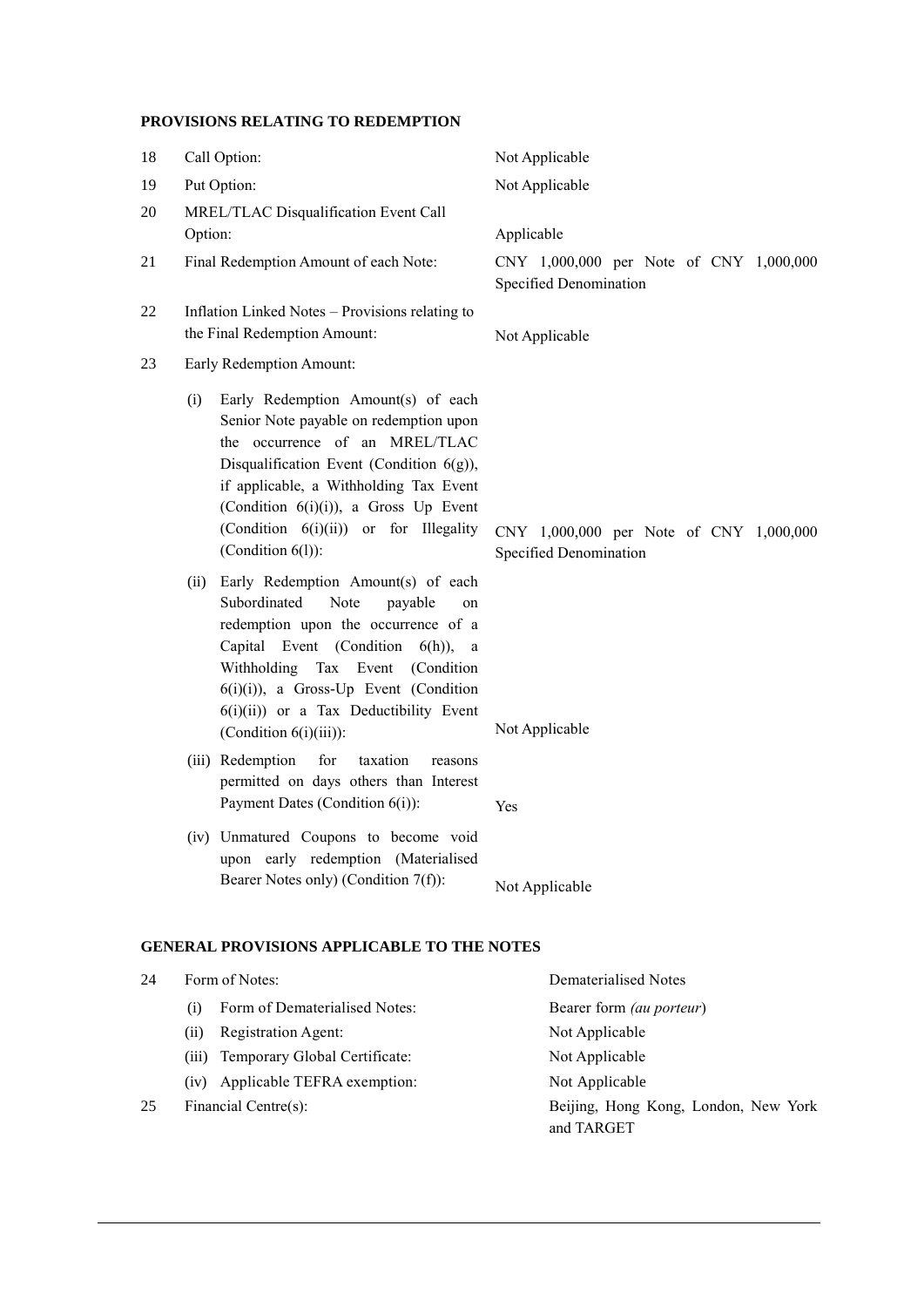**PROVISIONS RELATING TO REDEMPTION**

| | | |
|---|---|---|
| 18 | Call Option: | Not Applicable |
| 19 | Put Option: | Not Applicable |
| 20 | MREL/TLAC Disqualification Event Call Option: | Applicable |
| 21 | Final Redemption Amount of each Note: | CNY 1,000,000 per Note of CNY 1,000,000 Specified Denomination |
| 22 | Inflation Linked Notes – Provisions relating to the Final Redemption Amount: | Not Applicable |
| 23 | Early Redemption Amount: | |
| | (i) Early Redemption Amount(s) of each Senior Note payable on redemption upon the occurrence of an MREL/TLAC Disqualification Event (Condition 6(g)), if applicable, a Withholding Tax Event (Condition 6(i)(i)), a Gross Up Event (Condition 6(i)(ii)) or for Illegality (Condition 6(l)): | CNY 1,000,000 per Note of CNY 1,000,000 Specified Denomination |
| | (ii) Early Redemption Amount(s) of each Subordinated Note payable on redemption upon the occurrence of a Capital Event (Condition 6(h)), a Withholding Tax Event (Condition 6(i)(i)), a Gross-Up Event (Condition 6(i)(ii)) or a Tax Deductibility Event (Condition 6(i)(iii)): | Not Applicable |
| | (iii) Redemption for taxation reasons permitted on days others than Interest Payment Dates (Condition 6(i)): | Yes |
| | (iv) Unmatured Coupons to become void upon early redemption (Materialised Bearer Notes only) (Condition 7(f)): | Not Applicable |

**GENERAL PROVISIONS APPLICABLE TO THE NOTES**

| | | |
|---|---|---|
| 24 | Form of Notes: | Dematerialised Notes |
| | (i) Form of Dematerialised Notes: | Bearer form *(au porteur)* |
| | (ii) Registration Agent: | Not Applicable |
| | (iii) Temporary Global Certificate: | Not Applicable |
| | (iv) Applicable TEFRA exemption: | Not Applicable |
| 25 | Financial Centre(s): | Beijing, Hong Kong, London, New York and TARGET |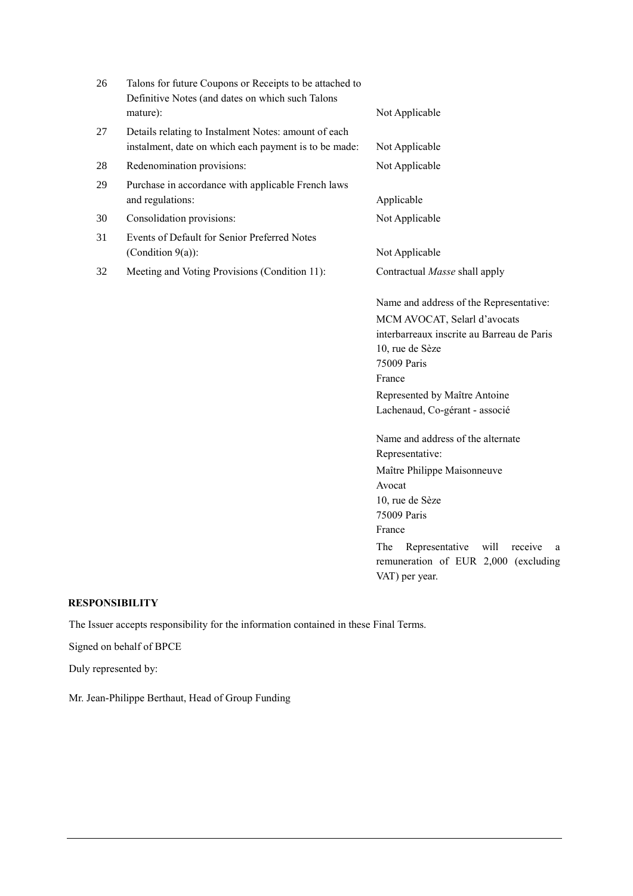| | | |
|---|---|---|
| 26 | Talons for future Coupons or Receipts to be attached to Definitive Notes (and dates on which such Talons mature): | Not Applicable |
| 27 | Details relating to Instalment Notes: amount of each instalment, date on which each payment is to be made: | Not Applicable |
| 28 | Redenomination provisions: | Not Applicable |
| 29 | Purchase in accordance with applicable French laws and regulations: | Applicable |
| 30 | Consolidation provisions: | Not Applicable |
| 31 | Events of Default for Senior Preferred Notes (Condition 9(a)): | Not Applicable |
| 32 | Meeting and Voting Provisions (Condition 11): | Contractual *Masse* shall apply<br><br>Name and address of the Representative:<br>MCM AVOCAT, Selarl d'avocats interbarreaux inscrite au Barreau de Paris<br>10, rue de Sèze<br>75009 Paris<br>France<br>Represented by Maître Antoine Lachenaud, Co-gérant - associé<br><br>Name and address of the alternate Representative:<br>Maître Philippe Maisonneuve<br>Avocat<br>10, rue de Sèze<br>75009 Paris<br>France<br>The Representative will receive a remuneration of EUR 2,000 (excluding VAT) per year. |

**RESPONSIBILITY**

The Issuer accepts responsibility for the information contained in these Final Terms.

Signed on behalf of BPCE

Duly represented by:

Mr. Jean-Philippe Berthaut, Head of Group Funding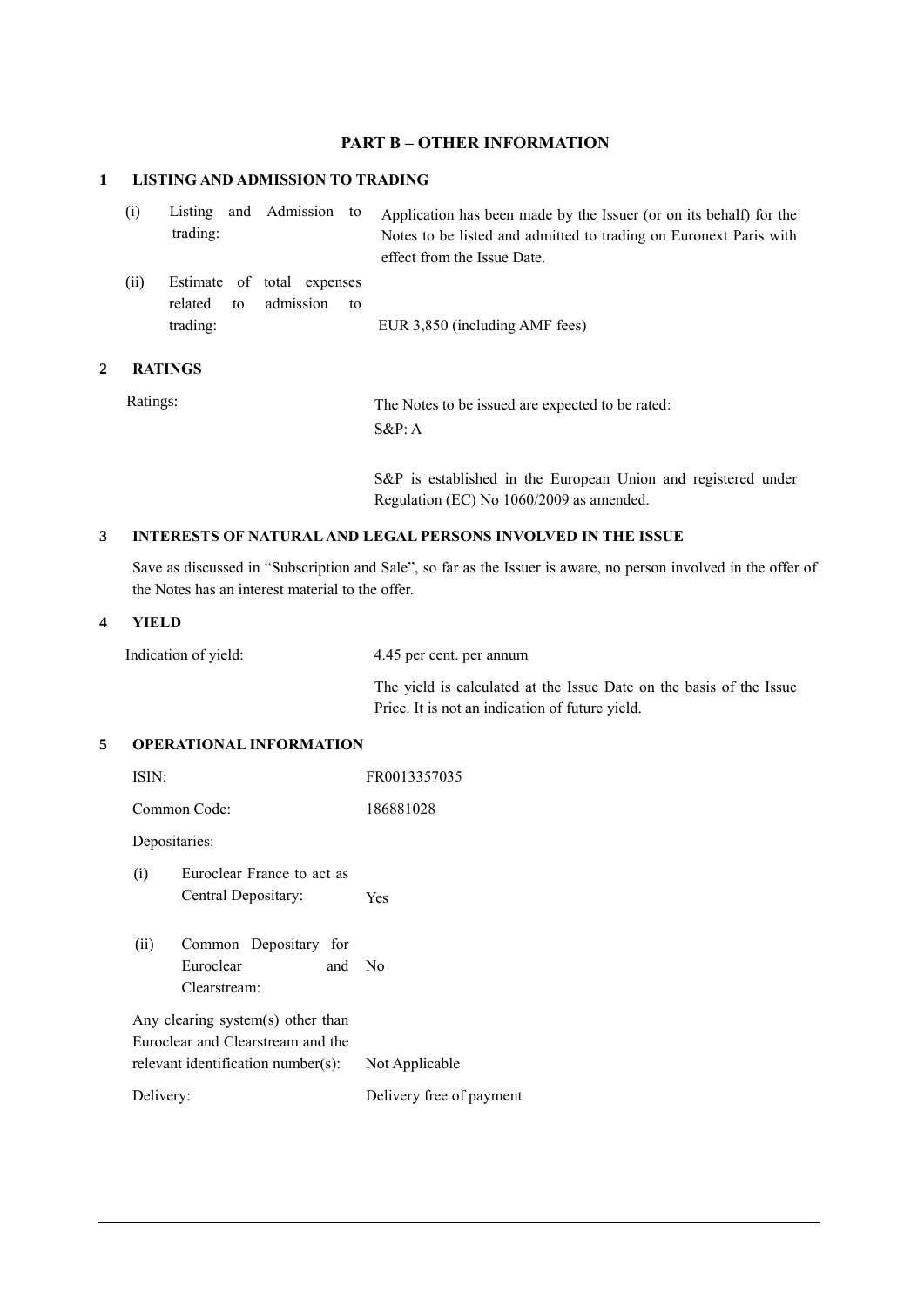## PART B – OTHER INFORMATION

### 1 LISTING AND ADMISSION TO TRADING

| | |
|---|---|
| (i) Listing and Admission to trading: | Application has been made by the Issuer (or on its behalf) for the Notes to be listed and admitted to trading on Euronext Paris with effect from the Issue Date. |
| (ii) Estimate of total expenses related to admission to trading: | EUR 3,850 (including AMF fees) |

### 2 RATINGS

| | |
|---|---|
| Ratings: | The Notes to be issued are expected to be rated:<br>S&P: A<br><br>S&P is established in the European Union and registered under Regulation (EC) No 1060/2009 as amended. |

### 3 INTERESTS OF NATURAL AND LEGAL PERSONS INVOLVED IN THE ISSUE

Save as discussed in "Subscription and Sale", so far as the Issuer is aware, no person involved in the offer of the Notes has an interest material to the offer.

### 4 YIELD

| | |
|---|---|
| Indication of yield: | 4.45 per cent. per annum<br><br>The yield is calculated at the Issue Date on the basis of the Issue Price. It is not an indication of future yield. |

### 5 OPERATIONAL INFORMATION

| | |
|---|---|
| ISIN: | FR0013357035 |
| Common Code: | 186881028 |
| Depositaries: | |
| (i) Euroclear France to act as Central Depositary: | Yes |
| (ii) Common Depositary for Euroclear and Clearstream: | No |
| Any clearing system(s) other than Euroclear and Clearstream and the relevant identification number(s): | Not Applicable |
| Delivery: | Delivery free of payment |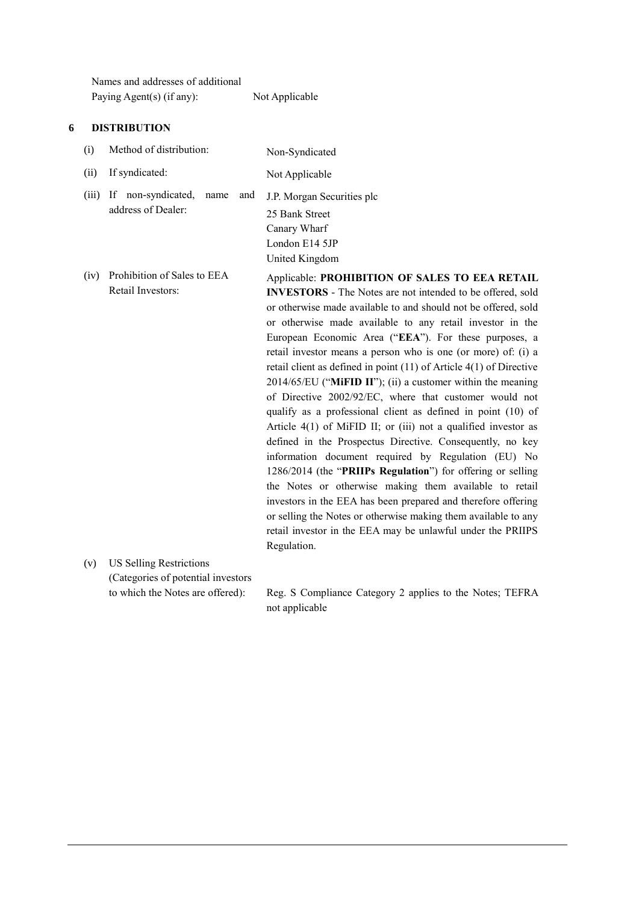| | |
|---|---|
| Names and addresses of additional Paying Agent(s) (if any): | Not Applicable |

## 6 DISTRIBUTION

| | | |
|---|---|---|
| (i) | Method of distribution: | Non-Syndicated |
| (ii) | If syndicated: | Not Applicable |
| (iii) | If non-syndicated, name and address of Dealer: | J.P. Morgan Securities plc<br>25 Bank Street<br>Canary Wharf<br>London E14 5JP<br>United Kingdom |
| (iv) | Prohibition of Sales to EEA Retail Investors: | Applicable: **PROHIBITION OF SALES TO EEA RETAIL INVESTORS** - The Notes are not intended to be offered, sold or otherwise made available to and should not be offered, sold or otherwise made available to any retail investor in the European Economic Area ("**EEA**"). For these purposes, a retail investor means a person who is one (or more) of: (i) a retail client as defined in point (11) of Article 4(1) of Directive 2014/65/EU ("**MiFID II**"); (ii) a customer within the meaning of Directive 2002/92/EC, where that customer would not qualify as a professional client as defined in point (10) of Article 4(1) of MiFID II; or (iii) not a qualified investor as defined in the Prospectus Directive. Consequently, no key information document required by Regulation (EU) No 1286/2014 (the "**PRIIPs Regulation**") for offering or selling the Notes or otherwise making them available to retail investors in the EEA has been prepared and therefore offering or selling the Notes or otherwise making them available to any retail investor in the EEA may be unlawful under the PRIIPS Regulation. |
| (v) | US Selling Restrictions (Categories of potential investors to which the Notes are offered): | Reg. S Compliance Category 2 applies to the Notes; TEFRA not applicable |